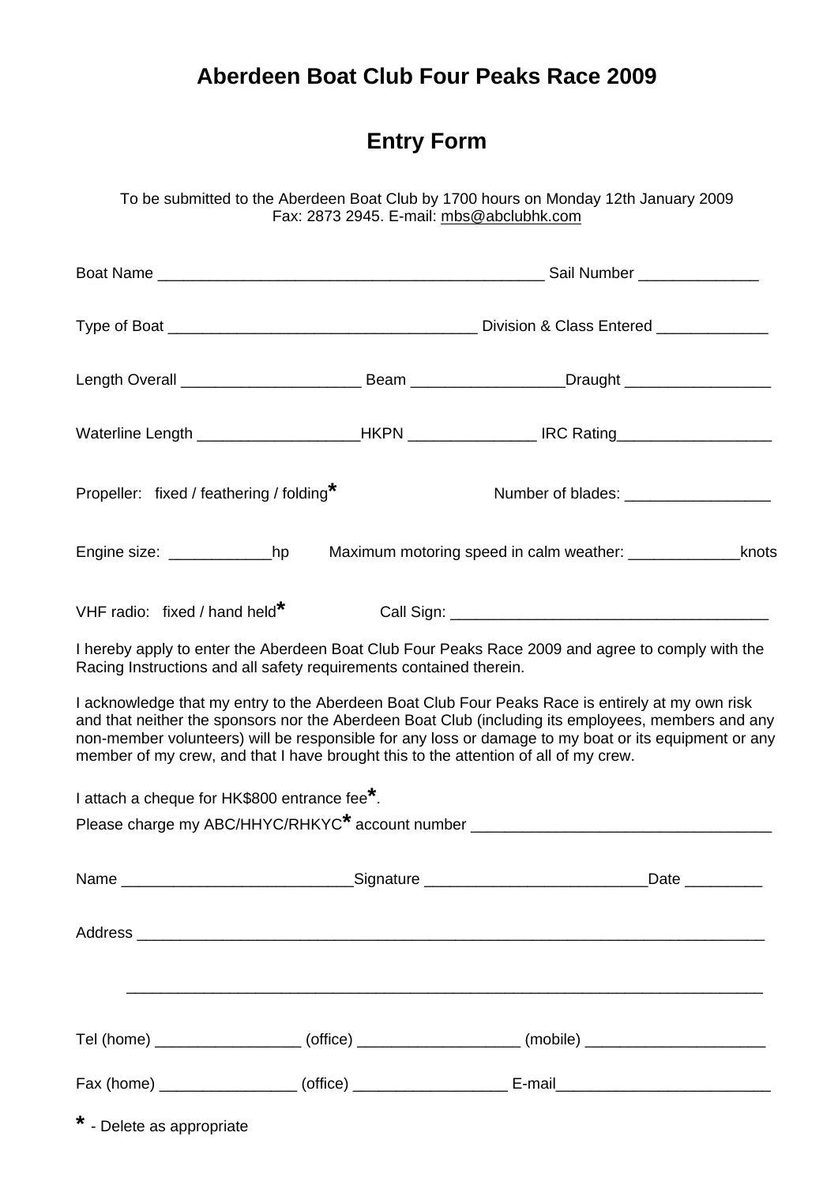# Aberdeen Boat Club Four Peaks Race 2009

## Entry Form

To be submitted to the Aberdeen Boat Club by 1700 hours on Monday 12th January 2009
Fax: 2873 2945. E-mail: mbs@abclubhk.com

Boat Name ______________________________________________ Sail Number ______________

Type of Boat ____________________________________ Division & Class Entered _____________

Length Overall ____________________ Beam _________________Draught _________________

Waterline Length ___________________HKPN _______________ IRC Rating__________________

Propeller: fixed / feathering / folding* Number of blades: _________________

Engine size: ____________hp Maximum motoring speed in calm weather: _____________knots

VHF radio: fixed / hand held* Call Sign: _____________________________________

I hereby apply to enter the Aberdeen Boat Club Four Peaks Race 2009 and agree to comply with the Racing Instructions and all safety requirements contained therein.

I acknowledge that my entry to the Aberdeen Boat Club Four Peaks Race is entirely at my own risk and that neither the sponsors nor the Aberdeen Boat Club (including its employees, members and any non-member volunteers) will be responsible for any loss or damage to my boat or its equipment or any member of my crew, and that I have brought this to the attention of all of my crew.

I attach a cheque for HK$800 entrance fee*.
Please charge my ABC/HHYC/RHKYC* account number ___________________________________

Name ___________________________Signature _________________________Date _________

Address _________________________________________________________________________

_________________________________________________________________________

Tel (home) _________________ (office) ___________________ (mobile) _____________________

Fax (home) ________________ (office) __________________ E-mail_________________________

* - Delete as appropriate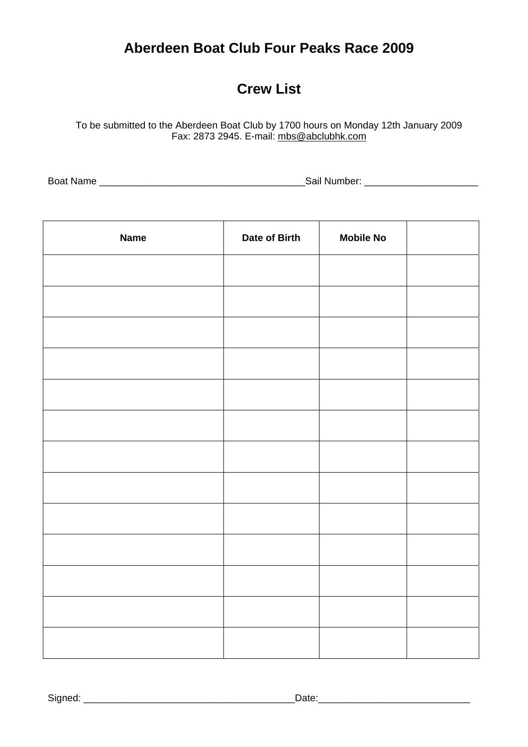# Aberdeen Boat Club Four Peaks Race 2009

## Crew List

To be submitted to the Aberdeen Boat Club by 1700 hours on Monday 12th January 2009
Fax: 2873 2945. E-mail: mbs@abclubhk.com

Boat Name ______________________________________Sail Number: _____________________

| Name | Date of Birth | Mobile No | |
|---|---|---|---|
| | | | |
| | | | |
| | | | |
| | | | |
| | | | |
| | | | |
| | | | |
| | | | |
| | | | |
| | | | |
| | | | |
| | | | |
| | | | |

Signed: _______________________________________Date:____________________________